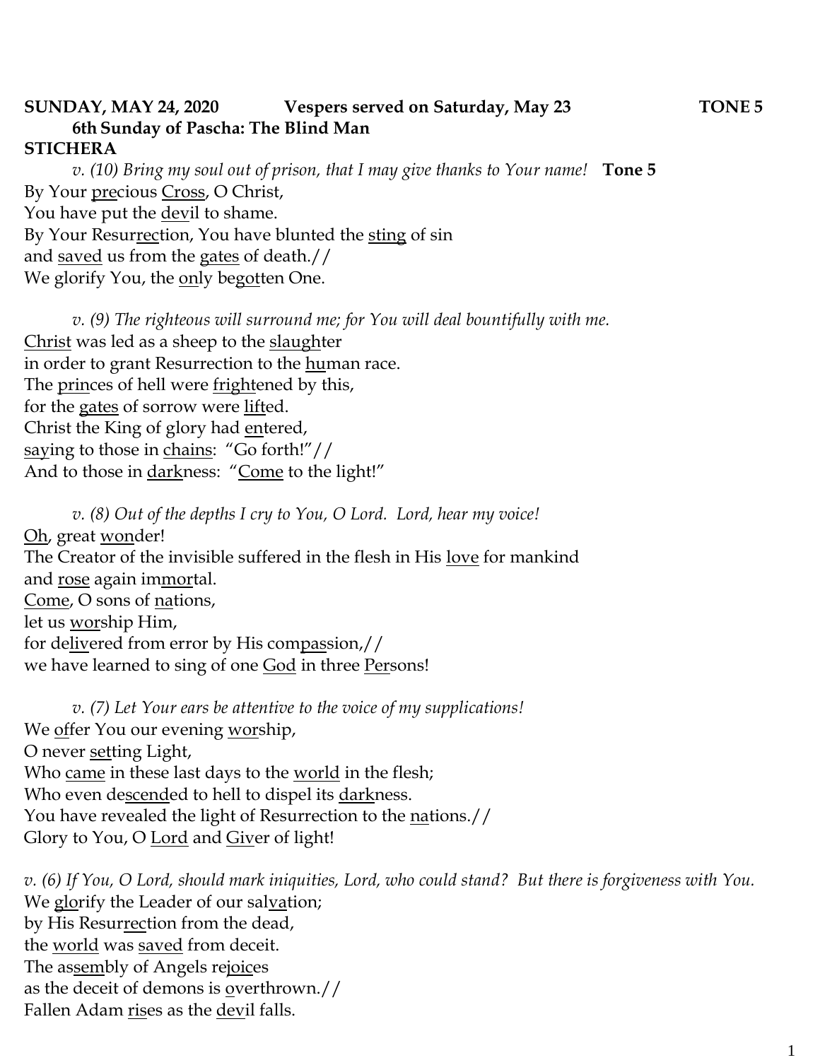**SUNDAY, MAY 24, 2020 Vespers served on Saturday, May 23 TONE 5**
**6th Sunday of Pascha: The Blind Man**
**STICHERA**

*v. (10) Bring my soul out of prison, that I may give thanks to Your name!* **Tone 5**
By Your <u>pre</u>cious <u>Cross</u>, O Christ,
You have put the <u>dev</u>il to shame.
By Your Resur<u>rec</u>tion, You have blunted the <u>sting</u> of sin
and <u>saved</u> us from the <u>gates</u> of death.//
We glorify You, the <u>on</u>ly be<u>got</u>ten One.

*v. (9) The righteous will surround me; for You will deal bountifully with me.*
<u>Christ</u> was led as a sheep to the <u>slaugh</u>ter
in order to grant Resurrection to the <u>hu</u>man race.
The <u>prin</u>ces of hell were <u>fright</u>ened by this,
for the <u>gates</u> of sorrow were <u>lift</u>ed.
Christ the King of glory had <u>en</u>tered,
<u>say</u>ing to those in <u>chains</u>: "Go forth!"//
And to those in <u>dark</u>ness: "<u>Come</u> to the light!"

*v. (8) Out of the depths I cry to You, O Lord. Lord, hear my voice!*
<u>Oh</u>, great <u>won</u>der!
The Creator of the invisible suffered in the flesh in His <u>love</u> for mankind
and <u>rose</u> again im<u>mor</u>tal.
<u>Come</u>, O sons of <u>na</u>tions,
let us <u>wor</u>ship Him,
for de<u>liv</u>ered from error by His com<u>pas</u>sion,//
we have learned to sing of one <u>God</u> in three <u>Per</u>sons!

*v. (7) Let Your ears be attentive to the voice of my supplications!*
We <u>of</u>fer You our evening <u>wor</u>ship,
O never <u>set</u>ting Light,
Who <u>came</u> in these last days to the <u>world</u> in the flesh;
Who even de<u>scend</u>ed to hell to dispel its <u>dark</u>ness.
You have revealed the light of Resurrection to the <u>na</u>tions.//
Glory to You, O <u>Lord</u> and <u>Giv</u>er of light!

*v. (6) If You, O Lord, should mark iniquities, Lord, who could stand? But there is forgiveness with You.*
We <u>glo</u>rify the Leader of our sal<u>va</u>tion;
by His Resur<u>rec</u>tion from the dead,
the <u>world</u> was <u>saved</u> from deceit.
The as<u>sem</u>bly of Angels re<u>joic</u>es
as the deceit of demons is <u>o</u>verthrown.//
Fallen Adam <u>ris</u>es as the <u>dev</u>il falls.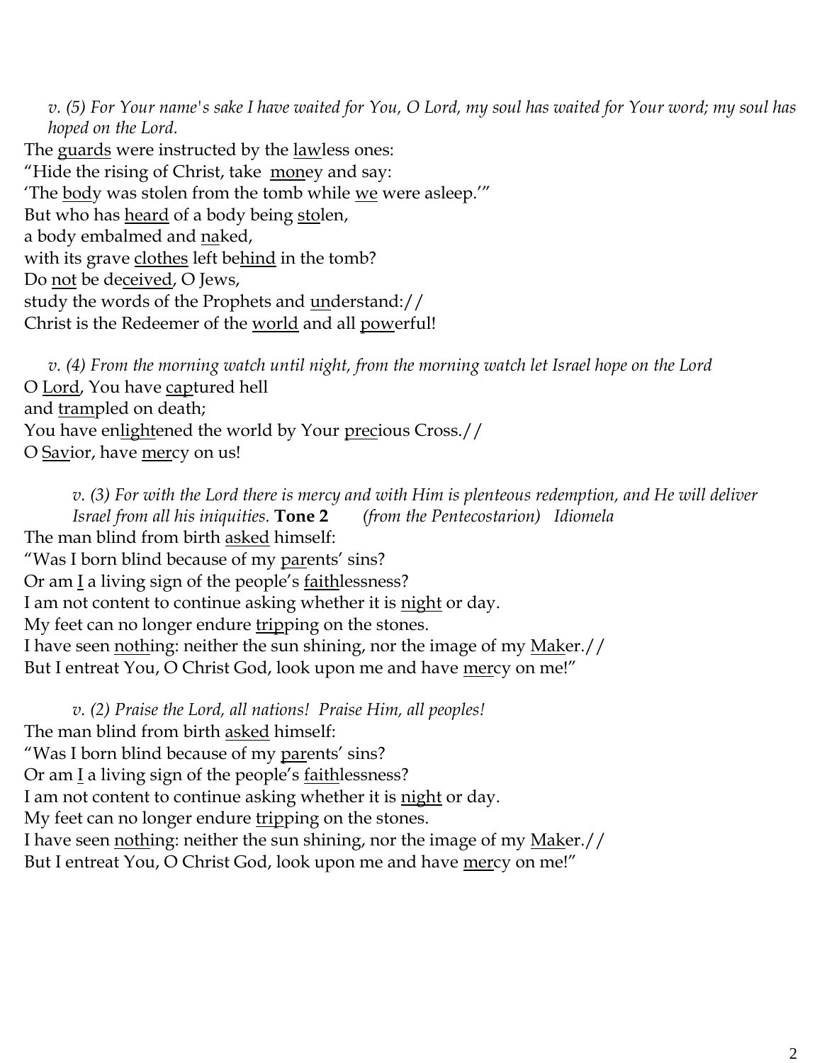*v. (5) For Your name's sake I have waited for You, O Lord, my soul has waited for Your word; my soul has hoped on the Lord.*

The <u>guards</u> were instructed by the <u>law</u>less ones:  
"Hide the rising of Christ, take <u>mon</u>ey and say:  
'The <u>bod</u>y was stolen from the tomb while <u>we</u> were asleep.'"  
But who has <u>heard</u> of a body being <u>sto</u>len,  
a body embalmed and <u>na</u>ked,  
with its grave <u>clothes</u> left be<u>hind</u> in the tomb?  
Do <u>not</u> be de<u>ceived</u>, O Jews,  
study the words of the Prophets and <u>un</u>derstand://  
Christ is the Redeemer of the <u>world</u> and all <u>pow</u>erful!

*v. (4) From the morning watch until night, from the morning watch let Israel hope on the Lord*

O <u>Lord</u>, You have <u>cap</u>tured hell  
and <u>tram</u>pled on death;  
You have en<u>light</u>ened the world by Your <u>pre</u>cious Cross.//  
O <u>Sav</u>ior, have <u>mer</u>cy on us!

*v. (3) For with the Lord there is mercy and with Him is plenteous redemption, and He will deliver Israel from all his iniquities.* **Tone 2** *(from the Pentecostarion) Idiomela*

The man blind from birth <u>asked</u> himself:  
"Was I born blind because of my <u>par</u>ents' sins?  
Or am <u>I</u> a living sign of the people's <u>faith</u>lessness?  
I am not content to continue asking whether it is <u>night</u> or day.  
My feet can no longer endure <u>trip</u>ping on the stones.  
I have seen <u>noth</u>ing: neither the sun shining, nor the image of my <u>Mak</u>er.//  
But I entreat You, O Christ God, look upon me and have <u>mer</u>cy on me!"

*v. (2) Praise the Lord, all nations! Praise Him, all peoples!*

The man blind from birth <u>asked</u> himself:  
"Was I born blind because of my <u>par</u>ents' sins?  
Or am <u>I</u> a living sign of the people's <u>faith</u>lessness?  
I am not content to continue asking whether it is <u>night</u> or day.  
My feet can no longer endure <u>trip</u>ping on the stones.  
I have seen <u>noth</u>ing: neither the sun shining, nor the image of my <u>Mak</u>er.//  
But I entreat You, O Christ God, look upon me and have <u>mer</u>cy on me!"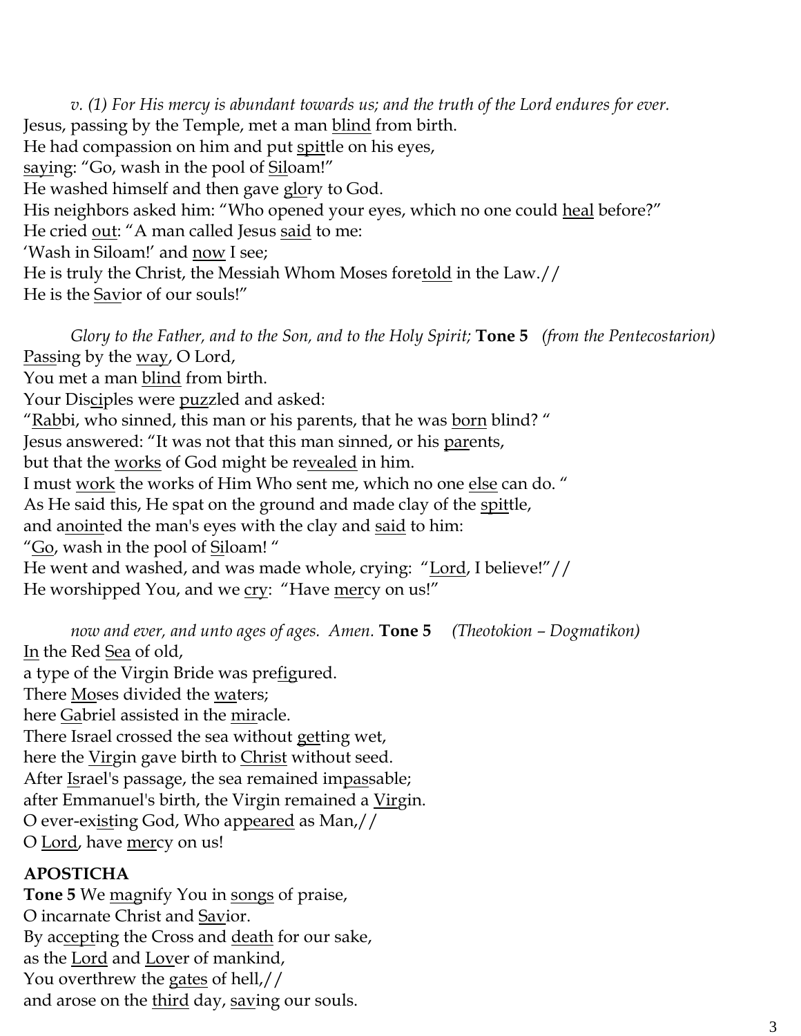*v. (1) For His mercy is abundant towards us; and the truth of the Lord endures for ever.*
Jesus, passing by the Temple, met a man blind from birth.
He had compassion on him and put spittle on his eyes,
saying: "Go, wash in the pool of Siloam!"
He washed himself and then gave glory to God.
His neighbors asked him: "Who opened your eyes, which no one could heal before?"
He cried out: "A man called Jesus said to me:
'Wash in Siloam!' and now I see;
He is truly the Christ, the Messiah Whom Moses foretold in the Law.//
He is the Savior of our souls!"

*Glory to the Father, and to the Son, and to the Holy Spirit;* **Tone 5** *(from the Pentecostarion)*
Passing by the way, O Lord,
You met a man blind from birth.
Your Disciples were puzzled and asked:
"Rabbi, who sinned, this man or his parents, that he was born blind? "
Jesus answered: "It was not that this man sinned, or his parents,
but that the works of God might be revealed in him.
I must work the works of Him Who sent me, which no one else can do. "
As He said this, He spat on the ground and made clay of the spittle,
and anointed the man's eyes with the clay and said to him:
"Go, wash in the pool of Siloam! "
He went and washed, and was made whole, crying: "Lord, I believe!"//
He worshipped You, and we cry: "Have mercy on us!"

*now and ever, and unto ages of ages. Amen.* **Tone 5** *(Theotokion – Dogmatikon)*
In the Red Sea of old,
a type of the Virgin Bride was prefigured.
There Moses divided the waters;
here Gabriel assisted in the miracle.
There Israel crossed the sea without getting wet,
here the Virgin gave birth to Christ without seed.
After Israel's passage, the sea remained impassable;
after Emmanuel's birth, the Virgin remained a Virgin.
O ever-existing God, Who appeared as Man,//
O Lord, have mercy on us!

**APOSTICHA**

**Tone 5** We magnify You in songs of praise,
O incarnate Christ and Savior.
By accepting the Cross and death for our sake,
as the Lord and Lover of mankind,
You overthrew the gates of hell,//
and arose on the third day, saving our souls.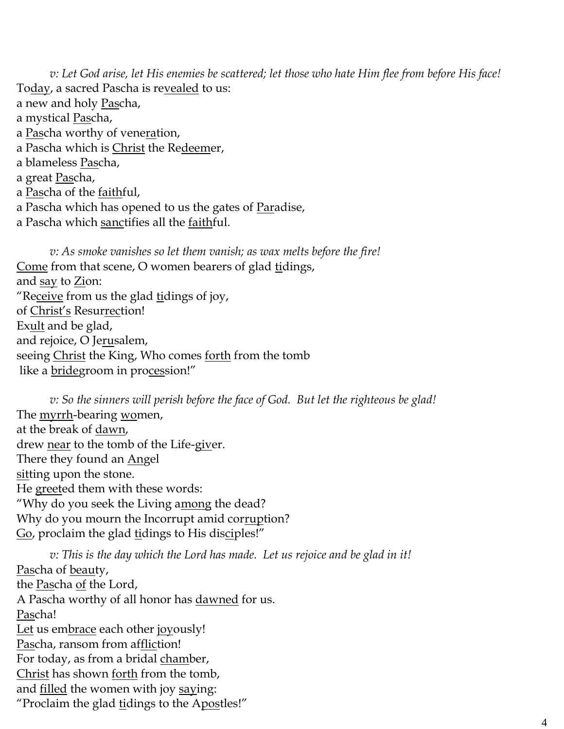*v: Let God arise, let His enemies be scattered; let those who hate Him flee from before His face!*

To<u>day</u>, a sacred Pascha is re<u>vealed</u> to us:  
a new and holy <u>Pas</u>cha,  
a mystical <u>Pas</u>cha,  
a <u>Pas</u>cha worthy of vene<u>ra</u>tion,  
a Pascha which is <u>Christ</u> the Re<u>deem</u>er,  
a blameless <u>Pas</u>cha,  
a great <u>Pas</u>cha,  
a <u>Pas</u>cha of the <u>faith</u>ful,  
a Pascha which has opened to us the gates of <u>Par</u>adise,  
a Pascha which <u>sanc</u>tifies all the <u>faith</u>ful.

*v: As smoke vanishes so let them vanish; as wax melts before the fire!*

<u>Come</u> from that scene, O women bearers of glad <u>ti</u>dings,  
and <u>say</u> to <u>Zi</u>on:  
"Re<u>ceive</u> from us the glad <u>ti</u>dings of joy,  
of <u>Christ's</u> Resur<u>rec</u>tion!  
Ex<u>ult</u> and be glad,  
and rejoice, O Je<u>ru</u>salem,  
seeing <u>Christ</u> the King, Who comes <u>forth</u> from the tomb  
like a <u>bride</u>groom in pro<u>ces</u>sion!"

*v: So the sinners will perish before the face of God. But let the righteous be glad!*

The <u>myrrh</u>-bearing <u>wo</u>men,  
at the break of <u>dawn</u>,  
drew <u>near</u> to the tomb of the Life-<u>giv</u>er.  
There they found an <u>An</u>gel  
<u>sit</u>ting upon the stone.  
He <u>greet</u>ed them with these words:  
"Why do you seek the Living a<u>mong</u> the dead?  
Why do you mourn the Incorrupt amid cor<u>rup</u>tion?  
<u>Go</u>, proclaim the glad <u>ti</u>dings to His dis<u>ci</u>ples!"

*v: This is the day which the Lord has made. Let us rejoice and be glad in it!*

<u>Pas</u>cha of <u>beau</u>ty,  
the <u>Pas</u>cha <u>of</u> the Lord,  
A Pascha worthy of all honor has <u>dawned</u> for us.  
<u>Pas</u>cha!  
<u>Let</u> us em<u>brace</u> each other <u>joy</u>ously!  
<u>Pas</u>cha, ransom from af<u>flic</u>tion!  
For today, as from a bridal <u>cham</u>ber,  
<u>Christ</u> has shown <u>forth</u> from the tomb,  
and <u>filled</u> the women with joy <u>say</u>ing:  
"Proclaim the glad <u>ti</u>dings to the A<u>pos</u>tles!"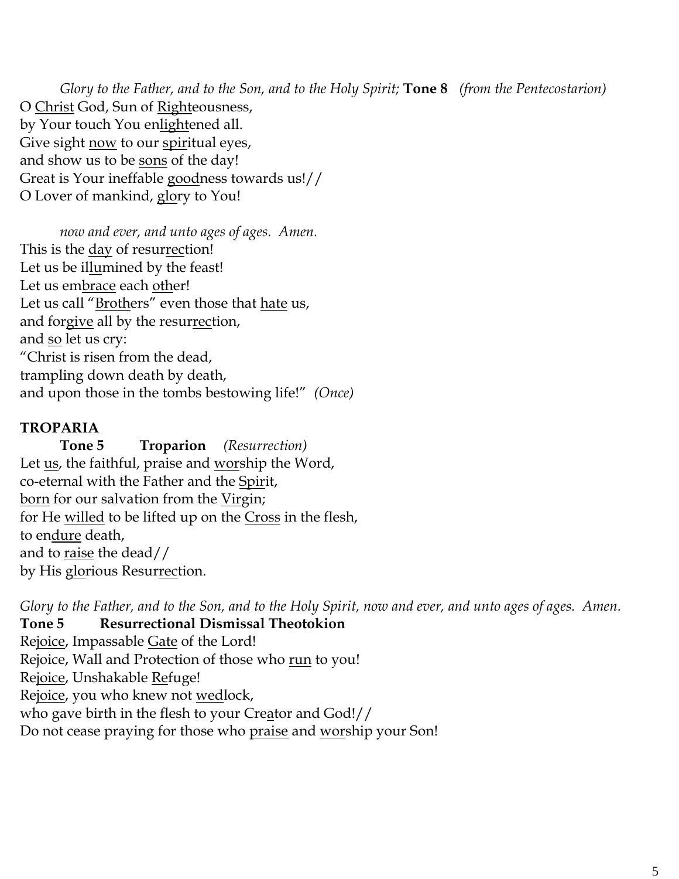*Glory to the Father, and to the Son, and to the Holy Spirit;* **Tone 8** *(from the Pentecostarion)*
O Christ God, Sun of Righteousness,
by Your touch You enlightened all.
Give sight now to our spiritual eyes,
and show us to be sons of the day!
Great is Your ineffable goodness towards us!//
O Lover of mankind, glory to You!

*now and ever, and unto ages of ages. Amen.*
This is the day of resurrection!
Let us be illumined by the feast!
Let us embrace each other!
Let us call "Brothers" even those that hate us,
and forgive all by the resurrection,
and so let us cry:
"Christ is risen from the dead,
trampling down death by death,
and upon those in the tombs bestowing life!" *(Once)*

**TROPARIA**

**Tone 5** **Troparion** *(Resurrection)*
Let us, the faithful, praise and worship the Word,
co-eternal with the Father and the Spirit,
born for our salvation from the Virgin;
for He willed to be lifted up on the Cross in the flesh,
to endure death,
and to raise the dead//
by His glorious Resurrection.

*Glory to the Father, and to the Son, and to the Holy Spirit, now and ever, and unto ages of ages. Amen.*
**Tone 5** **Resurrectional Dismissal Theotokion**
Rejoice, Impassable Gate of the Lord!
Rejoice, Wall and Protection of those who run to you!
Rejoice, Unshakable Refuge!
Rejoice, you who knew not wedlock,
who gave birth in the flesh to your Creator and God!//
Do not cease praying for those who praise and worship your Son!